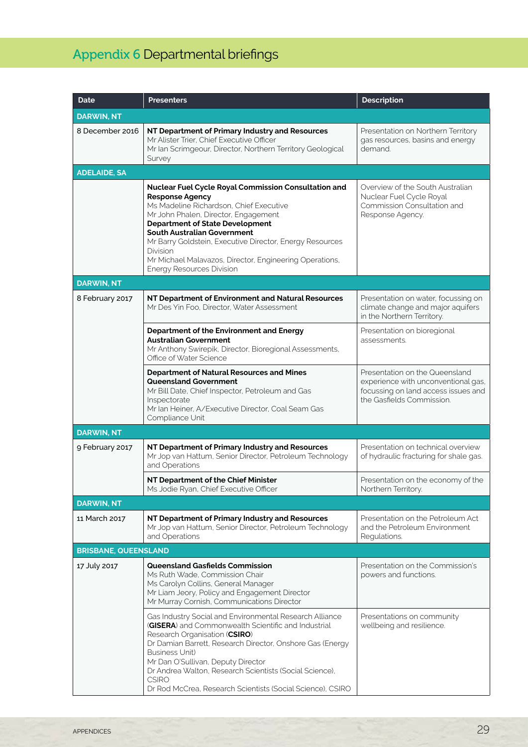# Appendix 6 Departmental briefings

| Date | Presenters | Description |
|---|---|---|
| **DARWIN, NT** | | |
| 8 December 2016 | **NT Department of Primary Industry and Resources**<br>Mr Alister Trier, Chief Executive Officer<br>Mr Ian Scrimgeour, Director, Northern Territory Geological Survey | Presentation on Northern Territory gas resources, basins and energy demand. |
| **ADELAIDE, SA** | | |
| | **Nuclear Fuel Cycle Royal Commission Consultation and Response Agency**<br>Ms Madeline Richardson, Chief Executive<br>Mr John Phalen, Director, Engagement<br>**Department of State Development South Australian Government**<br>Mr Barry Goldstein, Executive Director, Energy Resources Division<br>Mr Michael Malavazos, Director, Engineering Operations, Energy Resources Division | Overview of the South Australian Nuclear Fuel Cycle Royal Commission Consultation and Response Agency. |
| **DARWIN, NT** | | |
| 8 February 2017 | **NT Department of Environment and Natural Resources**<br>Mr Des Yin Foo, Director, Water Assessment | Presentation on water, focussing on climate change and major aquifers in the Northern Territory. |
| | **Department of the Environment and Energy Australian Government**<br>Mr Anthony Swirepik, Director, Bioregional Assessments, Office of Water Science | Presentation on bioregional assessments. |
| | **Department of Natural Resources and Mines Queensland Government**<br>Mr Bill Date, Chief Inspector, Petroleum and Gas Inspectorate<br>Mr Ian Heiner, A/Executive Director, Coal Seam Gas Compliance Unit | Presentation on the Queensland experience with unconventional gas, focussing on land access issues and the Gasfields Commission. |
| **DARWIN, NT** | | |
| 9 February 2017 | **NT Department of Primary Industry and Resources**<br>Mr Jop van Hattum, Senior Director, Petroleum Technology and Operations | Presentation on technical overview of hydraulic fracturing for shale gas. |
| | **NT Department of the Chief Minister**<br>Ms Jodie Ryan, Chief Executive Officer | Presentation on the economy of the Northern Territory. |
| **DARWIN, NT** | | |
| 11 March 2017 | **NT Department of Primary Industry and Resources**<br>Mr Jop van Hattum, Senior Director, Petroleum Technology and Operations | Presentation on the Petroleum Act and the Petroleum Environment Regulations. |
| **BRISBANE, QUEENSLAND** | | |
| 17 July 2017 | **Queensland Gasfields Commission**<br>Ms Ruth Wade, Commission Chair<br>Ms Carolyn Collins, General Manager<br>Mr Liam Jeory, Policy and Engagement Director<br>Mr Murray Cornish, Communications Director | Presentation on the Commission's powers and functions. |
| | Gas Industry Social and Environmental Research Alliance (**GISERA**) and Commonwealth Scientific and Industrial Research Organisation (**CSIRO**)<br>Dr Damian Barrett, Research Director, Onshore Gas (Energy Business Unit)<br>Mr Dan O'Sullivan, Deputy Director<br>Dr Andrea Walton, Research Scientists (Social Science), CSIRO<br>Dr Rod McCrea, Research Scientists (Social Science), CSIRO | Presentations on community wellbeing and resilience. |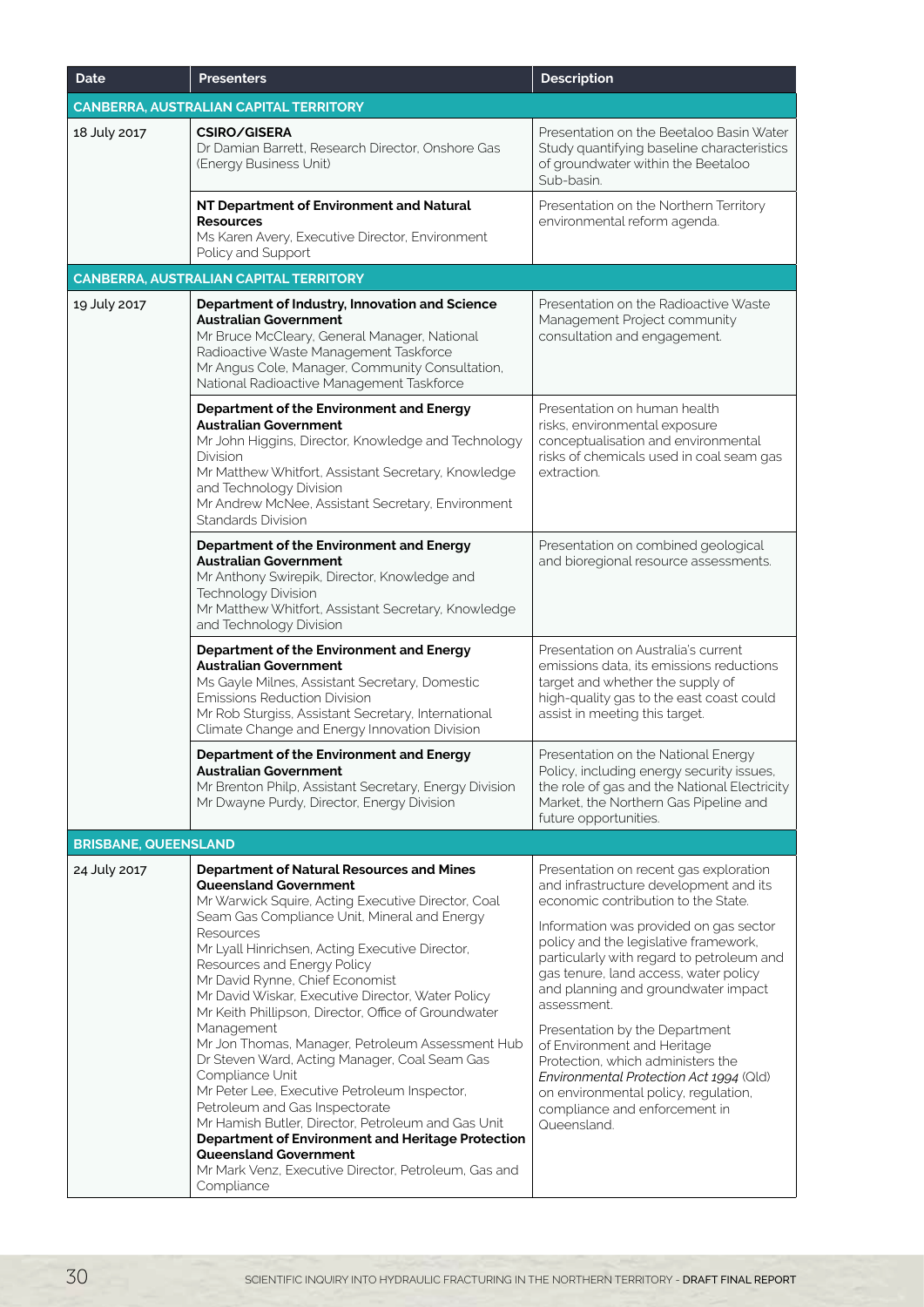| Date | Presenters | Description |
|---|---|---|
| **CANBERRA, AUSTRALIAN CAPITAL TERRITORY** | | |
| 18 July 2017 | **CSIRO/GISERA**<br>Dr Damian Barrett, Research Director, Onshore Gas (Energy Business Unit) | Presentation on the Beetaloo Basin Water Study quantifying baseline characteristics of groundwater within the Beetaloo Sub-basin. |
| | **NT Department of Environment and Natural Resources**<br>Ms Karen Avery, Executive Director, Environment Policy and Support | Presentation on the Northern Territory environmental reform agenda. |
| **CANBERRA, AUSTRALIAN CAPITAL TERRITORY** | | |
| 19 July 2017 | **Department of Industry, Innovation and Science Australian Government**<br>Mr Bruce McCleary, General Manager, National Radioactive Waste Management Taskforce<br>Mr Angus Cole, Manager, Community Consultation, National Radioactive Management Taskforce | Presentation on the Radioactive Waste Management Project community consultation and engagement. |
| | **Department of the Environment and Energy Australian Government**<br>Mr John Higgins, Director, Knowledge and Technology Division<br>Mr Matthew Whitfort, Assistant Secretary, Knowledge and Technology Division<br>Mr Andrew McNee, Assistant Secretary, Environment Standards Division | Presentation on human health risks, environmental exposure conceptualisation and environmental risks of chemicals used in coal seam gas extraction. |
| | **Department of the Environment and Energy Australian Government**<br>Mr Anthony Swirepik, Director, Knowledge and Technology Division<br>Mr Matthew Whitfort, Assistant Secretary, Knowledge and Technology Division | Presentation on combined geological and bioregional resource assessments. |
| | **Department of the Environment and Energy Australian Government**<br>Ms Gayle Milnes, Assistant Secretary, Domestic Emissions Reduction Division<br>Mr Rob Sturgiss, Assistant Secretary, International Climate Change and Energy Innovation Division | Presentation on Australia's current emissions data, its emissions reductions target and whether the supply of high-quality gas to the east coast could assist in meeting this target. |
| | **Department of the Environment and Energy Australian Government**<br>Mr Brenton Philp, Assistant Secretary, Energy Division<br>Mr Dwayne Purdy, Director, Energy Division | Presentation on the National Energy Policy, including energy security issues, the role of gas and the National Electricity Market, the Northern Gas Pipeline and future opportunities. |
| **BRISBANE, QUEENSLAND** | | |
| 24 July 2017 | **Department of Natural Resources and Mines Queensland Government**<br>Mr Warwick Squire, Acting Executive Director, Coal Seam Gas Compliance Unit, Mineral and Energy Resources<br>Mr Lyall Hinrichsen, Acting Executive Director, Resources and Energy Policy<br>Mr David Rynne, Chief Economist<br>Mr David Wiskar, Executive Director, Water Policy<br>Mr Keith Phillipson, Director, Office of Groundwater Management<br>Mr Jon Thomas, Manager, Petroleum Assessment Hub<br>Dr Steven Ward, Acting Manager, Coal Seam Gas Compliance Unit<br>Mr Peter Lee, Executive Petroleum Inspector, Petroleum and Gas Inspectorate<br>Mr Hamish Butler, Director, Petroleum and Gas Unit<br>**Department of Environment and Heritage Protection Queensland Government**<br>Mr Mark Venz, Executive Director, Petroleum, Gas and Compliance | Presentation on recent gas exploration and infrastructure development and its economic contribution to the State.<br><br>Information was provided on gas sector policy and the legislative framework, particularly with regard to petroleum and gas tenure, land access, water policy and planning and groundwater impact assessment.<br><br>Presentation by the Department of Environment and Heritage Protection, which administers the *Environmental Protection Act 1994* (Qld) on environmental policy, regulation, compliance and enforcement in Queensland. |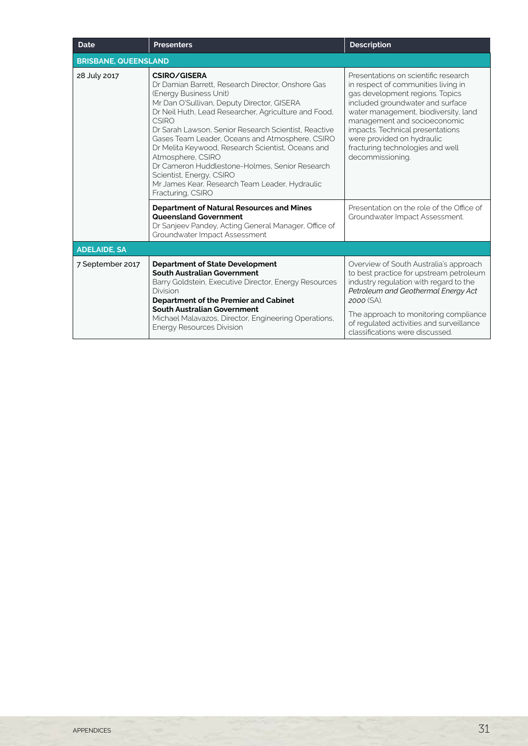| Date | Presenters | Description |
|---|---|---|
| **BRISBANE, QUEENSLAND** | | |
| 28 July 2017 | **CSIRO/GISERA**<br>Dr Damian Barrett, Research Director, Onshore Gas (Energy Business Unit)<br>Mr Dan O'Sullivan, Deputy Director, GISERA<br>Dr Neil Huth, Lead Researcher, Agriculture and Food, CSIRO<br>Dr Sarah Lawson, Senior Research Scientist, Reactive Gases Team Leader, Oceans and Atmosphere, CSIRO<br>Dr Melita Keywood, Research Scientist, Oceans and Atmosphere, CSIRO<br>Dr Cameron Huddlestone-Holmes, Senior Research Scientist, Energy, CSIRO<br>Mr James Kear, Research Team Leader, Hydraulic Fracturing, CSIRO | Presentations on scientific research in respect of communities living in gas development regions. Topics included groundwater and surface water management, biodiversity, land management and socioeconomic impacts. Technical presentations were provided on hydraulic fracturing technologies and well decommissioning. |
| | **Department of Natural Resources and Mines Queensland Government**<br>Dr Sanjeev Pandey, Acting General Manager, Office of Groundwater Impact Assessment | Presentation on the role of the Office of Groundwater Impact Assessment. |
| **ADELAIDE, SA** | | |
| 7 September 2017 | **Department of State Development South Australian Government**<br>Barry Goldstein, Executive Director, Energy Resources Division<br>**Department of the Premier and Cabinet South Australian Government**<br>Michael Malavazos, Director, Engineering Operations, Energy Resources Division | Overview of South Australia's approach to best practice for upstream petroleum industry regulation with regard to the *Petroleum and Geothermal Energy Act 2000* (SA).<br><br>The approach to monitoring compliance of regulated activities and surveillance classifications were discussed. |